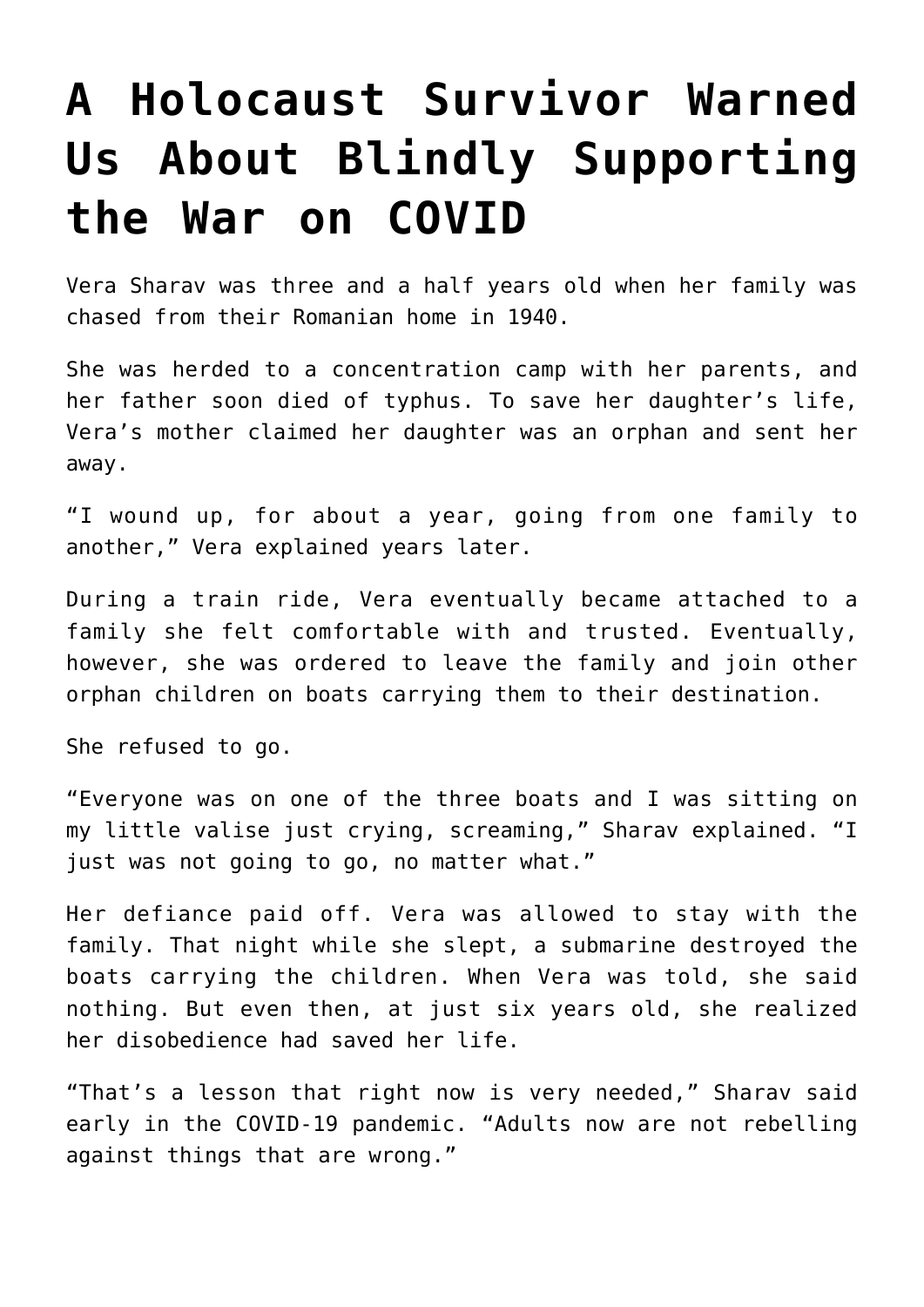# A Holocaust Survivor Warned Us About Blindly Supporting the War on COVID

Vera Sharav was three and a half years old when her family was chased from their Romanian home in 1940.

She was herded to a concentration camp with her parents, and her father soon died of typhus. To save her daughter's life, Vera's mother claimed her daughter was an orphan and sent her away.

"I wound up, for about a year, going from one family to another," Vera explained years later.

During a train ride, Vera eventually became attached to a family she felt comfortable with and trusted. Eventually, however, she was ordered to leave the family and join other orphan children on boats carrying them to their destination.

She refused to go.

"Everyone was on one of the three boats and I was sitting on my little valise just crying, screaming," Sharav explained. "I just was not going to go, no matter what."

Her defiance paid off. Vera was allowed to stay with the family. That night while she slept, a submarine destroyed the boats carrying the children. When Vera was told, she said nothing. But even then, at just six years old, she realized her disobedience had saved her life.

"That's a lesson that right now is very needed," Sharav said early in the COVID-19 pandemic. "Adults now are not rebelling against things that are wrong."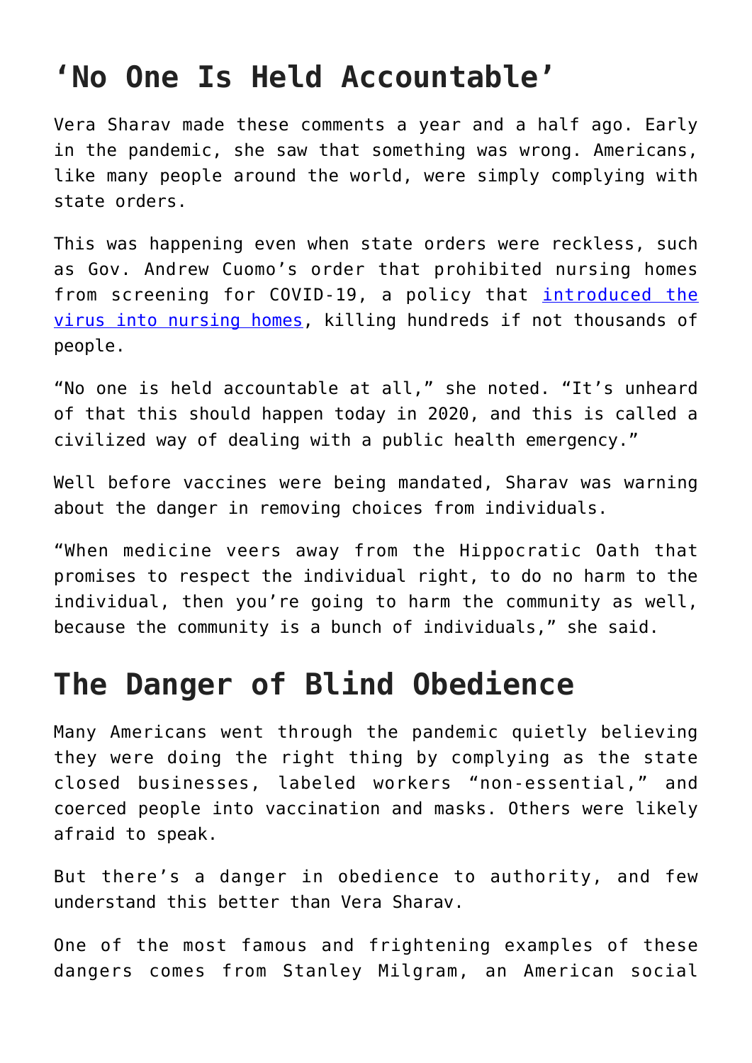## ‘No One Is Held Accountable’

Vera Sharav made these comments a year and a half ago. Early in the pandemic, she saw that something was wrong. Americans, like many people around the world, were simply complying with state orders.

This was happening even when state orders were reckless, such as Gov. Andrew Cuomo’s order that prohibited nursing homes from screening for COVID-19, a policy that [introduced the virus into nursing homes](), killing hundreds if not thousands of people.

“No one is held accountable at all,” she noted. “It’s unheard of that this should happen today in 2020, and this is called a civilized way of dealing with a public health emergency.”

Well before vaccines were being mandated, Sharav was warning about the danger in removing choices from individuals.

“When medicine veers away from the Hippocratic Oath that promises to respect the individual right, to do no harm to the individual, then you’re going to harm the community as well, because the community is a bunch of individuals,” she said.

## The Danger of Blind Obedience

Many Americans went through the pandemic quietly believing they were doing the right thing by complying as the state closed businesses, labeled workers “non-essential,” and coerced people into vaccination and masks. Others were likely afraid to speak.

But there’s a danger in obedience to authority, and few understand this better than Vera Sharav.

One of the most famous and frightening examples of these dangers comes from Stanley Milgram, an American social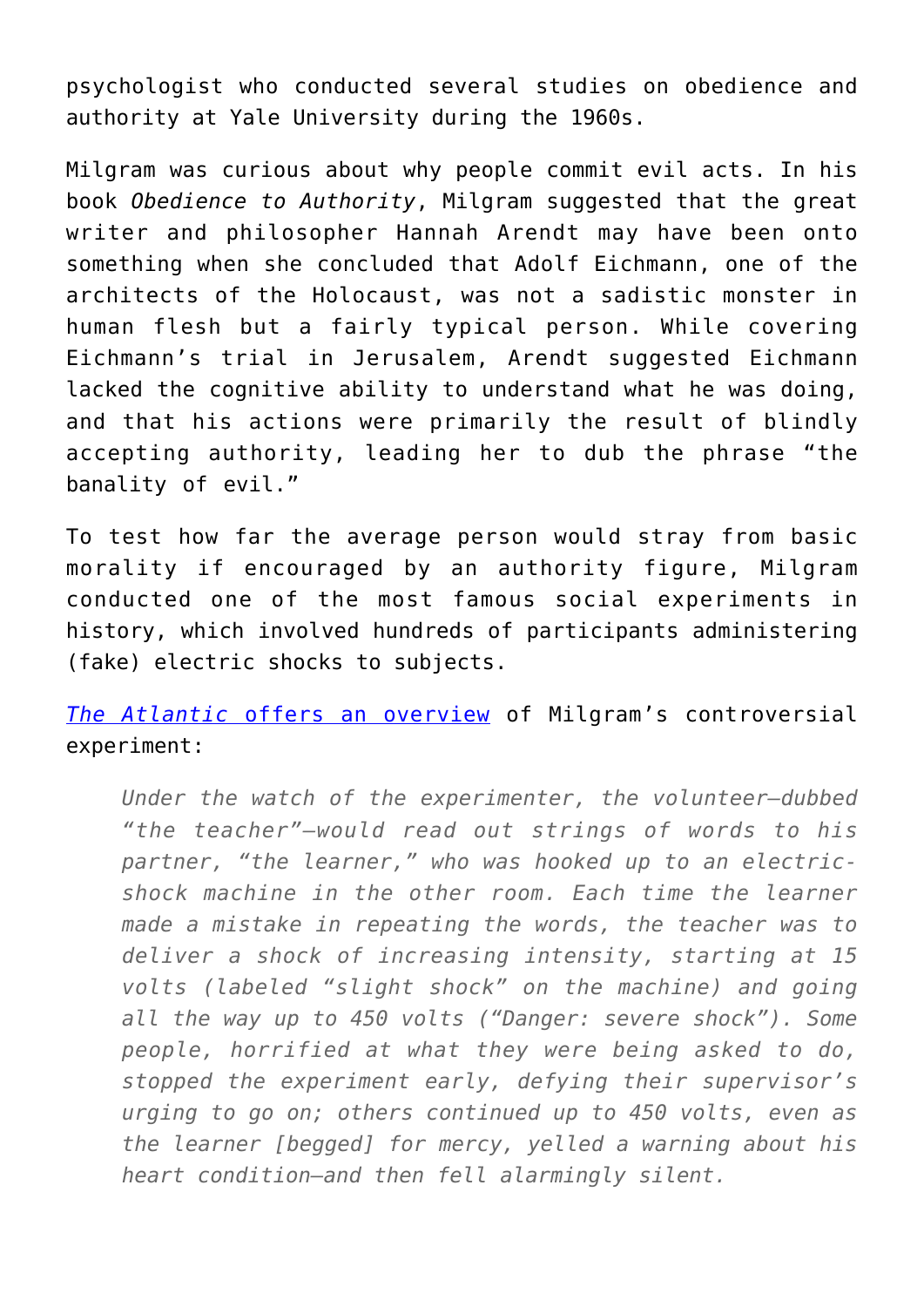psychologist who conducted several studies on obedience and authority at Yale University during the 1960s.

Milgram was curious about why people commit evil acts. In his book *Obedience to Authority*, Milgram suggested that the great writer and philosopher Hannah Arendt may have been onto something when she concluded that Adolf Eichmann, one of the architects of the Holocaust, was not a sadistic monster in human flesh but a fairly typical person. While covering Eichmann's trial in Jerusalem, Arendt suggested Eichmann lacked the cognitive ability to understand what he was doing, and that his actions were primarily the result of blindly accepting authority, leading her to dub the phrase "the banality of evil."

To test how far the average person would stray from basic morality if encouraged by an authority figure, Milgram conducted one of the most famous social experiments in history, which involved hundreds of participants administering (fake) electric shocks to subjects.

[*The Atlantic* offers an overview] of Milgram's controversial experiment:

> *Under the watch of the experimenter, the volunteer—dubbed "the teacher"—would read out strings of words to his partner, "the learner," who was hooked up to an electric-shock machine in the other room. Each time the learner made a mistake in repeating the words, the teacher was to deliver a shock of increasing intensity, starting at 15 volts (labeled "slight shock" on the machine) and going all the way up to 450 volts ("Danger: severe shock"). Some people, horrified at what they were being asked to do, stopped the experiment early, defying their supervisor's urging to go on; others continued up to 450 volts, even as the learner [begged] for mercy, yelled a warning about his heart condition—and then fell alarmingly silent.*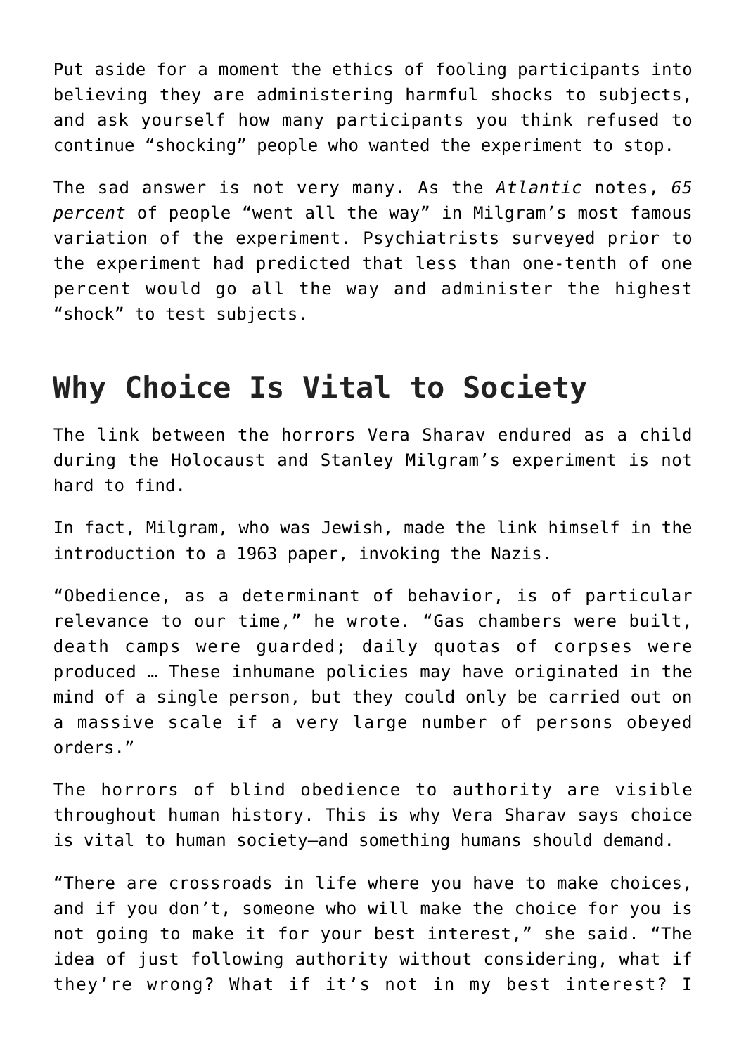Put aside for a moment the ethics of fooling participants into believing they are administering harmful shocks to subjects, and ask yourself how many participants you think refused to continue "shocking" people who wanted the experiment to stop.

The sad answer is not very many. As the *Atlantic* notes, *65 percent* of people "went all the way" in Milgram's most famous variation of the experiment. Psychiatrists surveyed prior to the experiment had predicted that less than one-tenth of one percent would go all the way and administer the highest "shock" to test subjects.

## Why Choice Is Vital to Society

The link between the horrors Vera Sharav endured as a child during the Holocaust and Stanley Milgram's experiment is not hard to find.

In fact, Milgram, who was Jewish, made the link himself in the introduction to a 1963 paper, invoking the Nazis.

"Obedience, as a determinant of behavior, is of particular relevance to our time," he wrote. "Gas chambers were built, death camps were guarded; daily quotas of corpses were produced … These inhumane policies may have originated in the mind of a single person, but they could only be carried out on a massive scale if a very large number of persons obeyed orders."

The horrors of blind obedience to authority are visible throughout human history. This is why Vera Sharav says choice is vital to human society—and something humans should demand.

"There are crossroads in life where you have to make choices, and if you don't, someone who will make the choice for you is not going to make it for your best interest," she said. "The idea of just following authority without considering, what if they're wrong? What if it's not in my best interest? I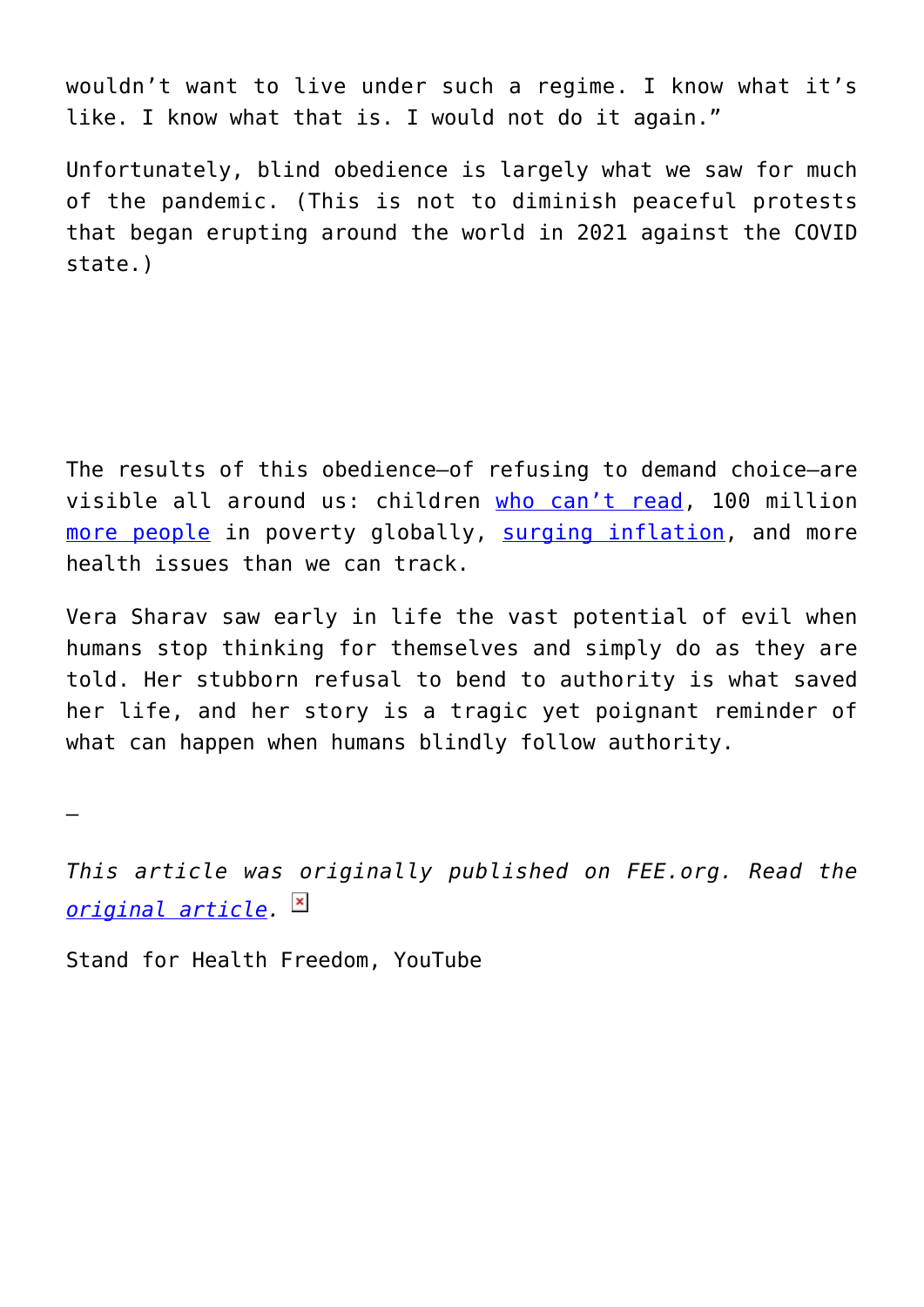wouldn't want to live under such a regime. I know what it's like. I know what that is. I would not do it again."

Unfortunately, blind obedience is largely what we saw for much of the pandemic. (This is not to diminish peaceful protests that began erupting around the world in 2021 against the COVID state.)

The results of this obedience—of refusing to demand choice—are visible all around us: children who can't read, 100 million more people in poverty globally, surging inflation, and more health issues than we can track.

Vera Sharav saw early in life the vast potential of evil when humans stop thinking for themselves and simply do as they are told. Her stubborn refusal to bend to authority is what saved her life, and her story is a tragic yet poignant reminder of what can happen when humans blindly follow authority.

—

*This article was originally published on FEE.org. Read the original article.*

Stand for Health Freedom, YouTube